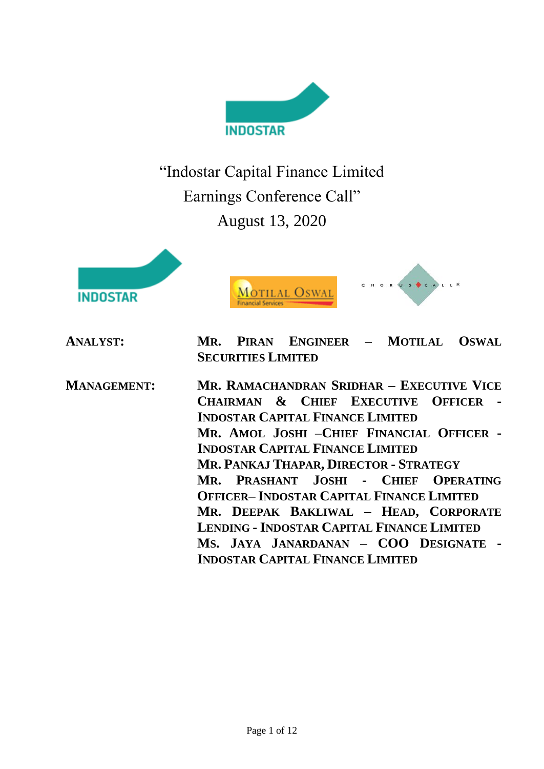# "Indostar Capital Finance Limited Earnings Conference Call"

## August 13, 2020

**ANALYST:** **MR. PIRAN ENGINEER – MOTILAL OSWAL SECURITIES LIMITED**

**MANAGEMENT:**

**MR. RAMACHANDRAN SRIDHAR – EXECUTIVE VICE CHAIRMAN & CHIEF EXECUTIVE OFFICER - INDOSTAR CAPITAL FINANCE LIMITED**

**MR. AMOL JOSHI –CHIEF FINANCIAL OFFICER - INDOSTAR CAPITAL FINANCE LIMITED**

**MR. PANKAJ THAPAR, DIRECTOR - STRATEGY**

**MR. PRASHANT JOSHI - CHIEF OPERATING OFFICER– INDOSTAR CAPITAL FINANCE LIMITED**

**MR. DEEPAK BAKLIWAL – HEAD, CORPORATE LENDING - INDOSTAR CAPITAL FINANCE LIMITED**

**MS. JAYA JANARDANAN – COO DESIGNATE - INDOSTAR CAPITAL FINANCE LIMITED**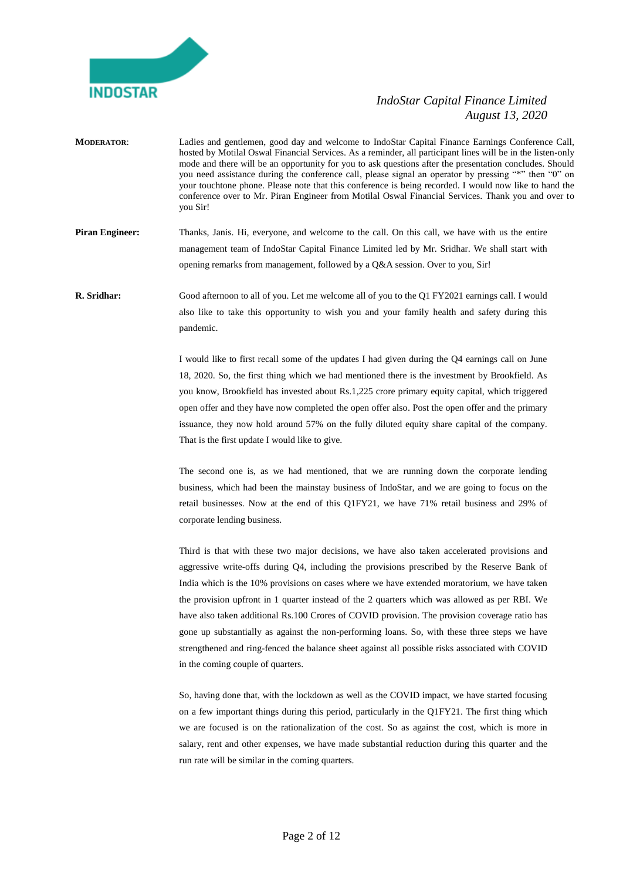**MODERATOR**: Ladies and gentlemen, good day and welcome to IndoStar Capital Finance Earnings Conference Call, hosted by Motilal Oswal Financial Services. As a reminder, all participant lines will be in the listen-only mode and there will be an opportunity for you to ask questions after the presentation concludes. Should you need assistance during the conference call, please signal an operator by pressing "*" then "0" on your touchtone phone. Please note that this conference is being recorded. I would now like to hand the conference over to Mr. Piran Engineer from Motilal Oswal Financial Services. Thank you and over to you Sir!

**Piran Engineer:** Thanks, Janis. Hi, everyone, and welcome to the call. On this call, we have with us the entire management team of IndoStar Capital Finance Limited led by Mr. Sridhar. We shall start with opening remarks from management, followed by a Q&A session. Over to you, Sir!

**R. Sridhar:** Good afternoon to all of you. Let me welcome all of you to the Q1 FY2021 earnings call. I would also like to take this opportunity to wish you and your family health and safety during this pandemic.

I would like to first recall some of the updates I had given during the Q4 earnings call on June 18, 2020. So, the first thing which we had mentioned there is the investment by Brookfield. As you know, Brookfield has invested about Rs.1,225 crore primary equity capital, which triggered open offer and they have now completed the open offer also. Post the open offer and the primary issuance, they now hold around 57% on the fully diluted equity share capital of the company. That is the first update I would like to give.

The second one is, as we had mentioned, that we are running down the corporate lending business, which had been the mainstay business of IndoStar, and we are going to focus on the retail businesses. Now at the end of this Q1FY21, we have 71% retail business and 29% of corporate lending business.

Third is that with these two major decisions, we have also taken accelerated provisions and aggressive write-offs during Q4, including the provisions prescribed by the Reserve Bank of India which is the 10% provisions on cases where we have extended moratorium, we have taken the provision upfront in 1 quarter instead of the 2 quarters which was allowed as per RBI. We have also taken additional Rs.100 Crores of COVID provision. The provision coverage ratio has gone up substantially as against the non-performing loans. So, with these three steps we have strengthened and ring-fenced the balance sheet against all possible risks associated with COVID in the coming couple of quarters.

So, having done that, with the lockdown as well as the COVID impact, we have started focusing on a few important things during this period, particularly in the Q1FY21. The first thing which we are focused is on the rationalization of the cost. So as against the cost, which is more in salary, rent and other expenses, we have made substantial reduction during this quarter and the run rate will be similar in the coming quarters.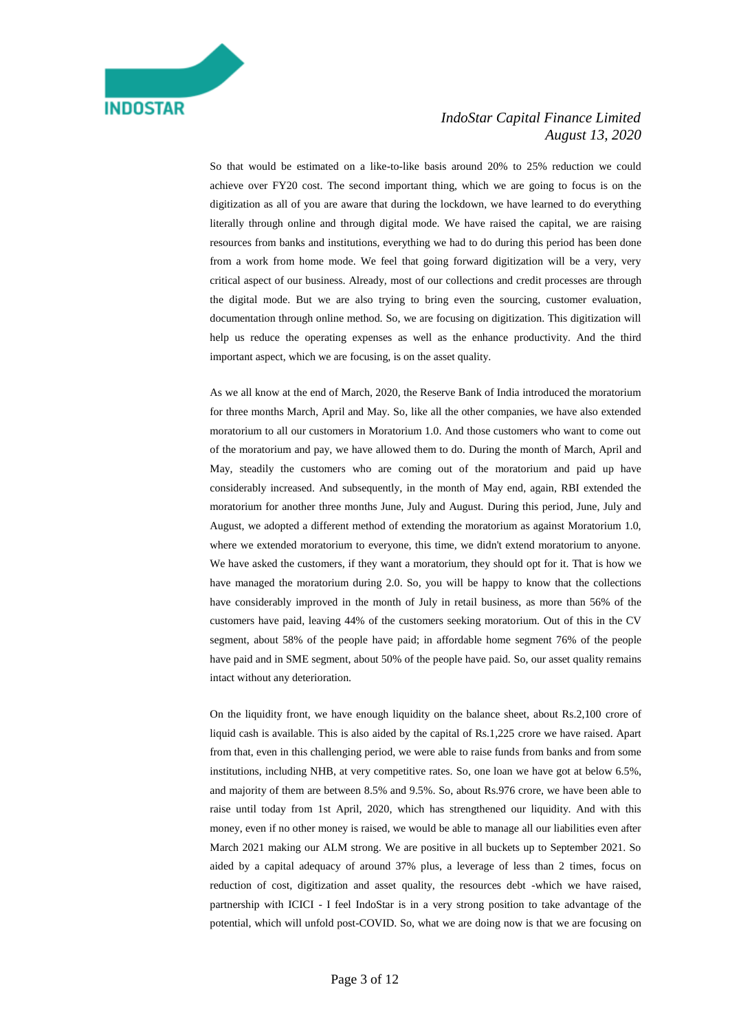So that would be estimated on a like-to-like basis around 20% to 25% reduction we could achieve over FY20 cost. The second important thing, which we are going to focus is on the digitization as all of you are aware that during the lockdown, we have learned to do everything literally through online and through digital mode. We have raised the capital, we are raising resources from banks and institutions, everything we had to do during this period has been done from a work from home mode. We feel that going forward digitization will be a very, very critical aspect of our business. Already, most of our collections and credit processes are through the digital mode. But we are also trying to bring even the sourcing, customer evaluation, documentation through online method. So, we are focusing on digitization. This digitization will help us reduce the operating expenses as well as the enhance productivity. And the third important aspect, which we are focusing, is on the asset quality.

As we all know at the end of March, 2020, the Reserve Bank of India introduced the moratorium for three months March, April and May. So, like all the other companies, we have also extended moratorium to all our customers in Moratorium 1.0. And those customers who want to come out of the moratorium and pay, we have allowed them to do. During the month of March, April and May, steadily the customers who are coming out of the moratorium and paid up have considerably increased. And subsequently, in the month of May end, again, RBI extended the moratorium for another three months June, July and August. During this period, June, July and August, we adopted a different method of extending the moratorium as against Moratorium 1.0, where we extended moratorium to everyone, this time, we didn't extend moratorium to anyone. We have asked the customers, if they want a moratorium, they should opt for it. That is how we have managed the moratorium during 2.0. So, you will be happy to know that the collections have considerably improved in the month of July in retail business, as more than 56% of the customers have paid, leaving 44% of the customers seeking moratorium. Out of this in the CV segment, about 58% of the people have paid; in affordable home segment 76% of the people have paid and in SME segment, about 50% of the people have paid. So, our asset quality remains intact without any deterioration.

On the liquidity front, we have enough liquidity on the balance sheet, about Rs.2,100 crore of liquid cash is available. This is also aided by the capital of Rs.1,225 crore we have raised. Apart from that, even in this challenging period, we were able to raise funds from banks and from some institutions, including NHB, at very competitive rates. So, one loan we have got at below 6.5%, and majority of them are between 8.5% and 9.5%. So, about Rs.976 crore, we have been able to raise until today from 1st April, 2020, which has strengthened our liquidity. And with this money, even if no other money is raised, we would be able to manage all our liabilities even after March 2021 making our ALM strong. We are positive in all buckets up to September 2021. So aided by a capital adequacy of around 37% plus, a leverage of less than 2 times, focus on reduction of cost, digitization and asset quality, the resources debt -which we have raised, partnership with ICICI - I feel IndoStar is in a very strong position to take advantage of the potential, which will unfold post-COVID. So, what we are doing now is that we are focusing on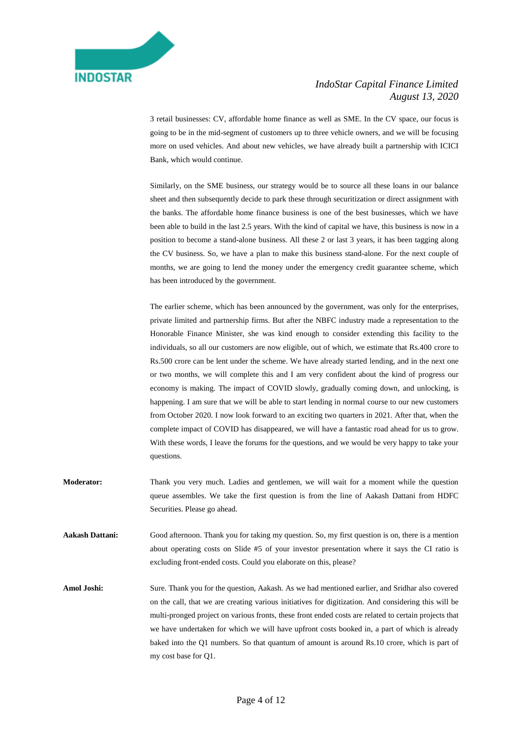3 retail businesses: CV, affordable home finance as well as SME. In the CV space, our focus is going to be in the mid-segment of customers up to three vehicle owners, and we will be focusing more on used vehicles. And about new vehicles, we have already built a partnership with ICICI Bank, which would continue.

Similarly, on the SME business, our strategy would be to source all these loans in our balance sheet and then subsequently decide to park these through securitization or direct assignment with the banks. The affordable home finance business is one of the best businesses, which we have been able to build in the last 2.5 years. With the kind of capital we have, this business is now in a position to become a stand-alone business. All these 2 or last 3 years, it has been tagging along the CV business. So, we have a plan to make this business stand-alone. For the next couple of months, we are going to lend the money under the emergency credit guarantee scheme, which has been introduced by the government.

The earlier scheme, which has been announced by the government, was only for the enterprises, private limited and partnership firms. But after the NBFC industry made a representation to the Honorable Finance Minister, she was kind enough to consider extending this facility to the individuals, so all our customers are now eligible, out of which, we estimate that Rs.400 crore to Rs.500 crore can be lent under the scheme. We have already started lending, and in the next one or two months, we will complete this and I am very confident about the kind of progress our economy is making. The impact of COVID slowly, gradually coming down, and unlocking, is happening. I am sure that we will be able to start lending in normal course to our new customers from October 2020. I now look forward to an exciting two quarters in 2021. After that, when the complete impact of COVID has disappeared, we will have a fantastic road ahead for us to grow. With these words, I leave the forums for the questions, and we would be very happy to take your questions.

**Moderator:** Thank you very much. Ladies and gentlemen, we will wait for a moment while the question queue assembles. We take the first question is from the line of Aakash Dattani from HDFC Securities. Please go ahead.

**Aakash Dattani:** Good afternoon. Thank you for taking my question. So, my first question is on, there is a mention about operating costs on Slide #5 of your investor presentation where it says the CI ratio is excluding front-ended costs. Could you elaborate on this, please?

**Amol Joshi:** Sure. Thank you for the question, Aakash. As we had mentioned earlier, and Sridhar also covered on the call, that we are creating various initiatives for digitization. And considering this will be multi-pronged project on various fronts, these front ended costs are related to certain projects that we have undertaken for which we will have upfront costs booked in, a part of which is already baked into the Q1 numbers. So that quantum of amount is around Rs.10 crore, which is part of my cost base for Q1.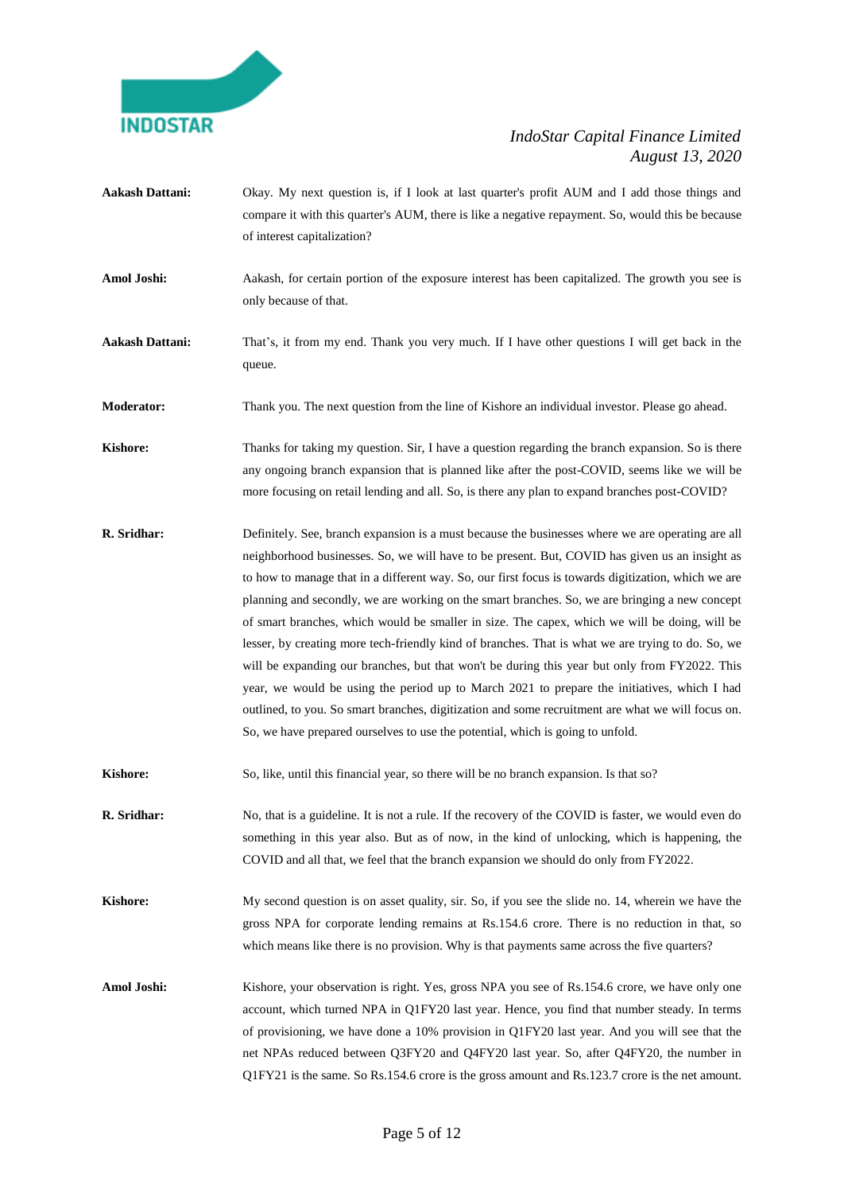**Aakash Dattani:** Okay. My next question is, if I look at last quarter's profit AUM and I add those things and compare it with this quarter's AUM, there is like a negative repayment. So, would this be because of interest capitalization?

**Amol Joshi:** Aakash, for certain portion of the exposure interest has been capitalized. The growth you see is only because of that.

**Aakash Dattani:** That's, it from my end. Thank you very much. If I have other questions I will get back in the queue.

**Moderator:** Thank you. The next question from the line of Kishore an individual investor. Please go ahead.

**Kishore:** Thanks for taking my question. Sir, I have a question regarding the branch expansion. So is there any ongoing branch expansion that is planned like after the post-COVID, seems like we will be more focusing on retail lending and all. So, is there any plan to expand branches post-COVID?

**R. Sridhar:** Definitely. See, branch expansion is a must because the businesses where we are operating are all neighborhood businesses. So, we will have to be present. But, COVID has given us an insight as to how to manage that in a different way. So, our first focus is towards digitization, which we are planning and secondly, we are working on the smart branches. So, we are bringing a new concept of smart branches, which would be smaller in size. The capex, which we will be doing, will be lesser, by creating more tech-friendly kind of branches. That is what we are trying to do. So, we will be expanding our branches, but that won't be during this year but only from FY2022. This year, we would be using the period up to March 2021 to prepare the initiatives, which I had outlined, to you. So smart branches, digitization and some recruitment are what we will focus on. So, we have prepared ourselves to use the potential, which is going to unfold.

**Kishore:** So, like, until this financial year, so there will be no branch expansion. Is that so?

**R. Sridhar:** No, that is a guideline. It is not a rule. If the recovery of the COVID is faster, we would even do something in this year also. But as of now, in the kind of unlocking, which is happening, the COVID and all that, we feel that the branch expansion we should do only from FY2022.

**Kishore:** My second question is on asset quality, sir. So, if you see the slide no. 14, wherein we have the gross NPA for corporate lending remains at Rs.154.6 crore. There is no reduction in that, so which means like there is no provision. Why is that payments same across the five quarters?

**Amol Joshi:** Kishore, your observation is right. Yes, gross NPA you see of Rs.154.6 crore, we have only one account, which turned NPA in Q1FY20 last year. Hence, you find that number steady. In terms of provisioning, we have done a 10% provision in Q1FY20 last year. And you will see that the net NPAs reduced between Q3FY20 and Q4FY20 last year. So, after Q4FY20, the number in Q1FY21 is the same. So Rs.154.6 crore is the gross amount and Rs.123.7 crore is the net amount.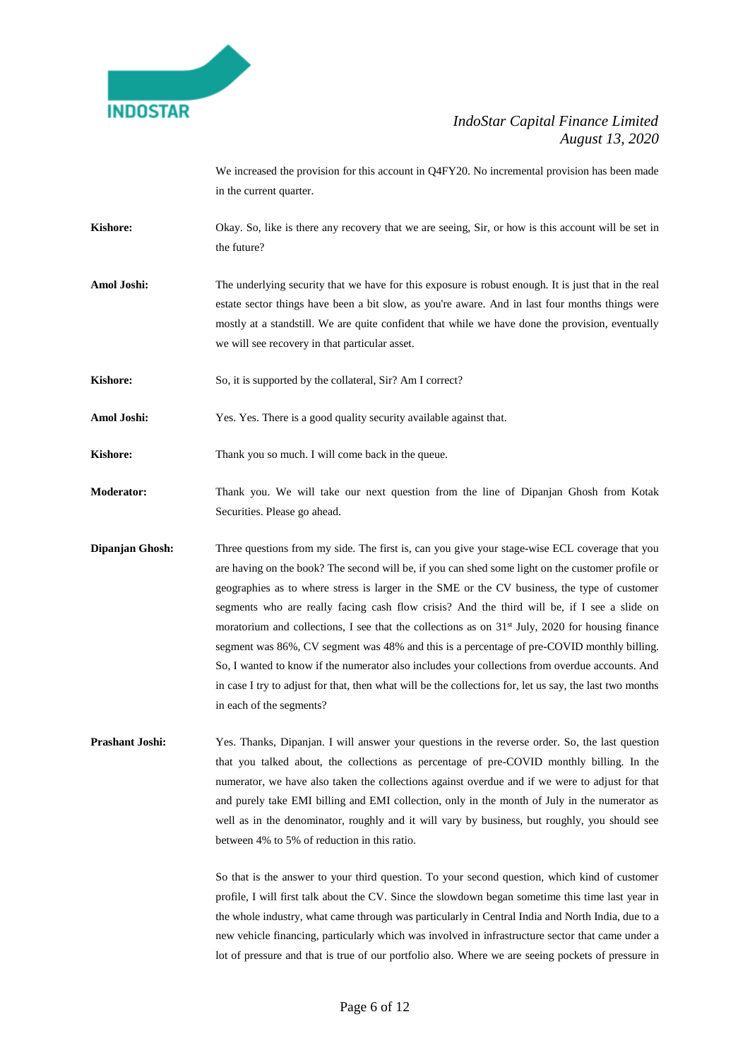We increased the provision for this account in Q4FY20. No incremental provision has been made in the current quarter.

**Kishore:** Okay. So, like is there any recovery that we are seeing, Sir, or how is this account will be set in the future?

**Amol Joshi:** The underlying security that we have for this exposure is robust enough. It is just that in the real estate sector things have been a bit slow, as you're aware. And in last four months things were mostly at a standstill. We are quite confident that while we have done the provision, eventually we will see recovery in that particular asset.

**Kishore:** So, it is supported by the collateral, Sir? Am I correct?

**Amol Joshi:** Yes. Yes. There is a good quality security available against that.

**Kishore:** Thank you so much. I will come back in the queue.

**Moderator:** Thank you. We will take our next question from the line of Dipanjan Ghosh from Kotak Securities. Please go ahead.

**Dipanjan Ghosh:** Three questions from my side. The first is, can you give your stage-wise ECL coverage that you are having on the book? The second will be, if you can shed some light on the customer profile or geographies as to where stress is larger in the SME or the CV business, the type of customer segments who are really facing cash flow crisis? And the third will be, if I see a slide on moratorium and collections, I see that the collections as on 31st July, 2020 for housing finance segment was 86%, CV segment was 48% and this is a percentage of pre-COVID monthly billing. So, I wanted to know if the numerator also includes your collections from overdue accounts. And in case I try to adjust for that, then what will be the collections for, let us say, the last two months in each of the segments?

**Prashant Joshi:** Yes. Thanks, Dipanjan. I will answer your questions in the reverse order. So, the last question that you talked about, the collections as percentage of pre-COVID monthly billing. In the numerator, we have also taken the collections against overdue and if we were to adjust for that and purely take EMI billing and EMI collection, only in the month of July in the numerator as well as in the denominator, roughly and it will vary by business, but roughly, you should see between 4% to 5% of reduction in this ratio.

So that is the answer to your third question. To your second question, which kind of customer profile, I will first talk about the CV. Since the slowdown began sometime this time last year in the whole industry, what came through was particularly in Central India and North India, due to a new vehicle financing, particularly which was involved in infrastructure sector that came under a lot of pressure and that is true of our portfolio also. Where we are seeing pockets of pressure in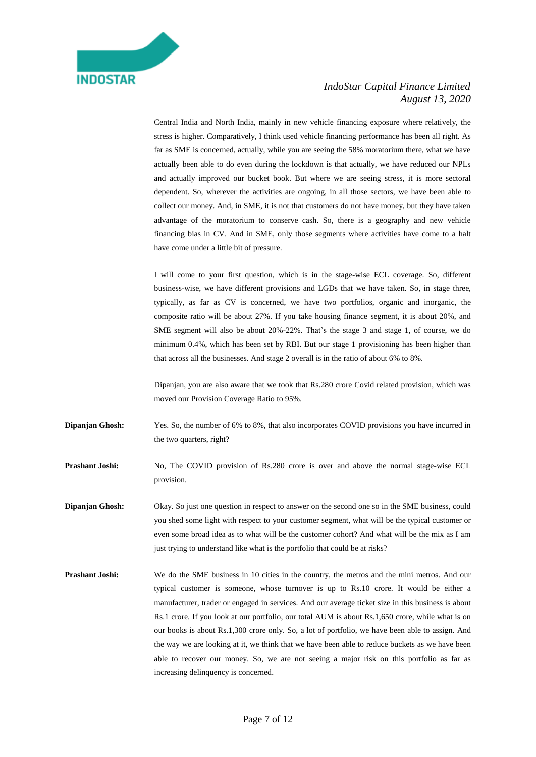Central India and North India, mainly in new vehicle financing exposure where relatively, the stress is higher. Comparatively, I think used vehicle financing performance has been all right. As far as SME is concerned, actually, while you are seeing the 58% moratorium there, what we have actually been able to do even during the lockdown is that actually, we have reduced our NPLs and actually improved our bucket book. But where we are seeing stress, it is more sectoral dependent. So, wherever the activities are ongoing, in all those sectors, we have been able to collect our money. And, in SME, it is not that customers do not have money, but they have taken advantage of the moratorium to conserve cash. So, there is a geography and new vehicle financing bias in CV. And in SME, only those segments where activities have come to a halt have come under a little bit of pressure.

I will come to your first question, which is in the stage-wise ECL coverage. So, different business-wise, we have different provisions and LGDs that we have taken. So, in stage three, typically, as far as CV is concerned, we have two portfolios, organic and inorganic, the composite ratio will be about 27%. If you take housing finance segment, it is about 20%, and SME segment will also be about 20%-22%. That's the stage 3 and stage 1, of course, we do minimum 0.4%, which has been set by RBI. But our stage 1 provisioning has been higher than that across all the businesses. And stage 2 overall is in the ratio of about 6% to 8%.

Dipanjan, you are also aware that we took that Rs.280 crore Covid related provision, which was moved our Provision Coverage Ratio to 95%.

**Dipanjan Ghosh:** Yes. So, the number of 6% to 8%, that also incorporates COVID provisions you have incurred in the two quarters, right?

**Prashant Joshi:** No, The COVID provision of Rs.280 crore is over and above the normal stage-wise ECL provision.

**Dipanjan Ghosh:** Okay. So just one question in respect to answer on the second one so in the SME business, could you shed some light with respect to your customer segment, what will be the typical customer or even some broad idea as to what will be the customer cohort? And what will be the mix as I am just trying to understand like what is the portfolio that could be at risks?

**Prashant Joshi:** We do the SME business in 10 cities in the country, the metros and the mini metros. And our typical customer is someone, whose turnover is up to Rs.10 crore. It would be either a manufacturer, trader or engaged in services. And our average ticket size in this business is about Rs.1 crore. If you look at our portfolio, our total AUM is about Rs.1,650 crore, while what is on our books is about Rs.1,300 crore only. So, a lot of portfolio, we have been able to assign. And the way we are looking at it, we think that we have been able to reduce buckets as we have been able to recover our money. So, we are not seeing a major risk on this portfolio as far as increasing delinquency is concerned.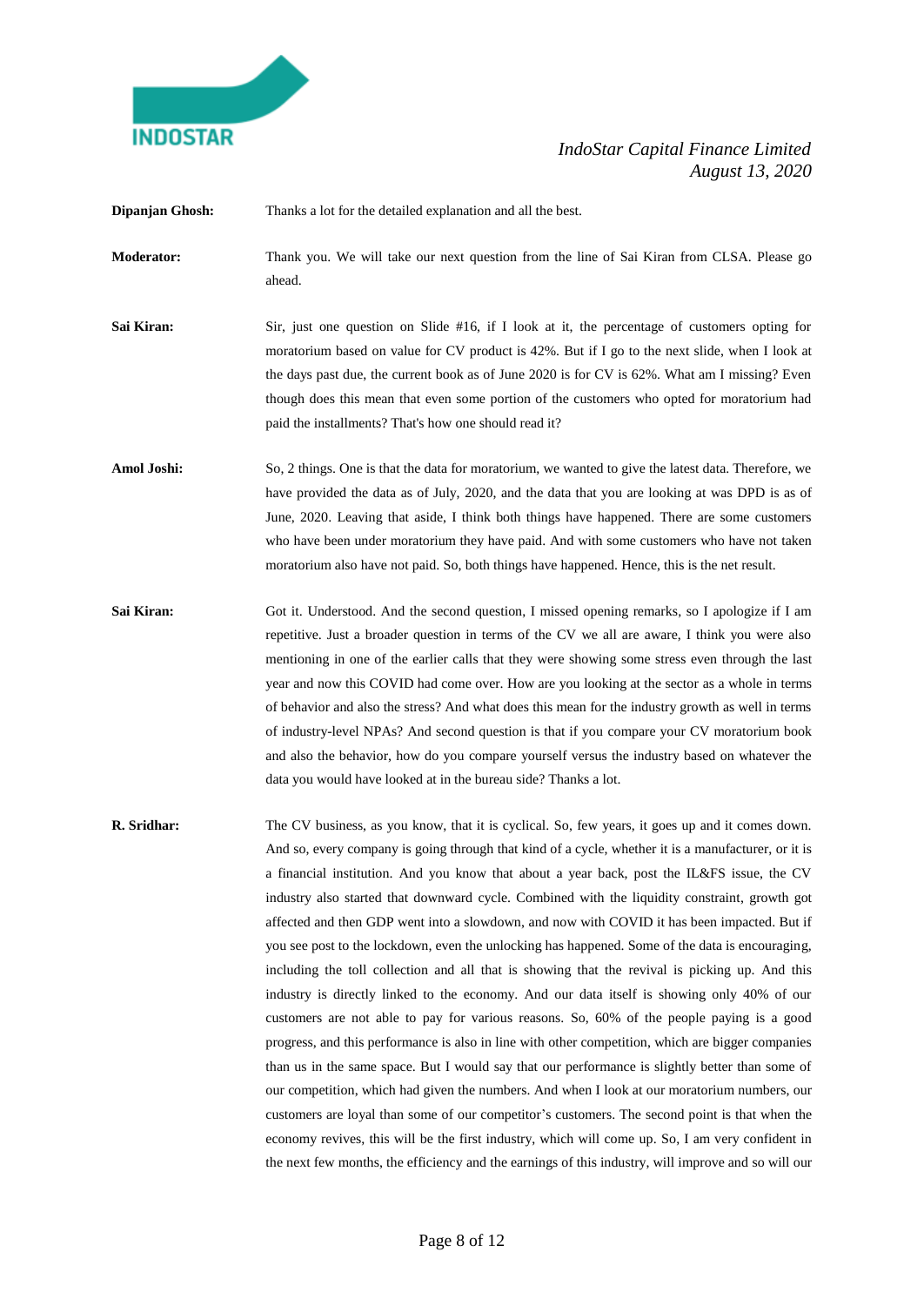**Dipanjan Ghosh:** Thanks a lot for the detailed explanation and all the best.

**Moderator:** Thank you. We will take our next question from the line of Sai Kiran from CLSA. Please go ahead.

**Sai Kiran:** Sir, just one question on Slide #16, if I look at it, the percentage of customers opting for moratorium based on value for CV product is 42%. But if I go to the next slide, when I look at the days past due, the current book as of June 2020 is for CV is 62%. What am I missing? Even though does this mean that even some portion of the customers who opted for moratorium had paid the installments? That's how one should read it?

**Amol Joshi:** So, 2 things. One is that the data for moratorium, we wanted to give the latest data. Therefore, we have provided the data as of July, 2020, and the data that you are looking at was DPD is as of June, 2020. Leaving that aside, I think both things have happened. There are some customers who have been under moratorium they have paid. And with some customers who have not taken moratorium also have not paid. So, both things have happened. Hence, this is the net result.

**Sai Kiran:** Got it. Understood. And the second question, I missed opening remarks, so I apologize if I am repetitive. Just a broader question in terms of the CV we all are aware, I think you were also mentioning in one of the earlier calls that they were showing some stress even through the last year and now this COVID had come over. How are you looking at the sector as a whole in terms of behavior and also the stress? And what does this mean for the industry growth as well in terms of industry-level NPAs? And second question is that if you compare your CV moratorium book and also the behavior, how do you compare yourself versus the industry based on whatever the data you would have looked at in the bureau side? Thanks a lot.

**R. Sridhar:** The CV business, as you know, that it is cyclical. So, few years, it goes up and it comes down. And so, every company is going through that kind of a cycle, whether it is a manufacturer, or it is a financial institution. And you know that about a year back, post the IL&FS issue, the CV industry also started that downward cycle. Combined with the liquidity constraint, growth got affected and then GDP went into a slowdown, and now with COVID it has been impacted. But if you see post to the lockdown, even the unlocking has happened. Some of the data is encouraging, including the toll collection and all that is showing that the revival is picking up. And this industry is directly linked to the economy. And our data itself is showing only 40% of our customers are not able to pay for various reasons. So, 60% of the people paying is a good progress, and this performance is also in line with other competition, which are bigger companies than us in the same space. But I would say that our performance is slightly better than some of our competition, which had given the numbers. And when I look at our moratorium numbers, our customers are loyal than some of our competitor's customers. The second point is that when the economy revives, this will be the first industry, which will come up. So, I am very confident in the next few months, the efficiency and the earnings of this industry, will improve and so will our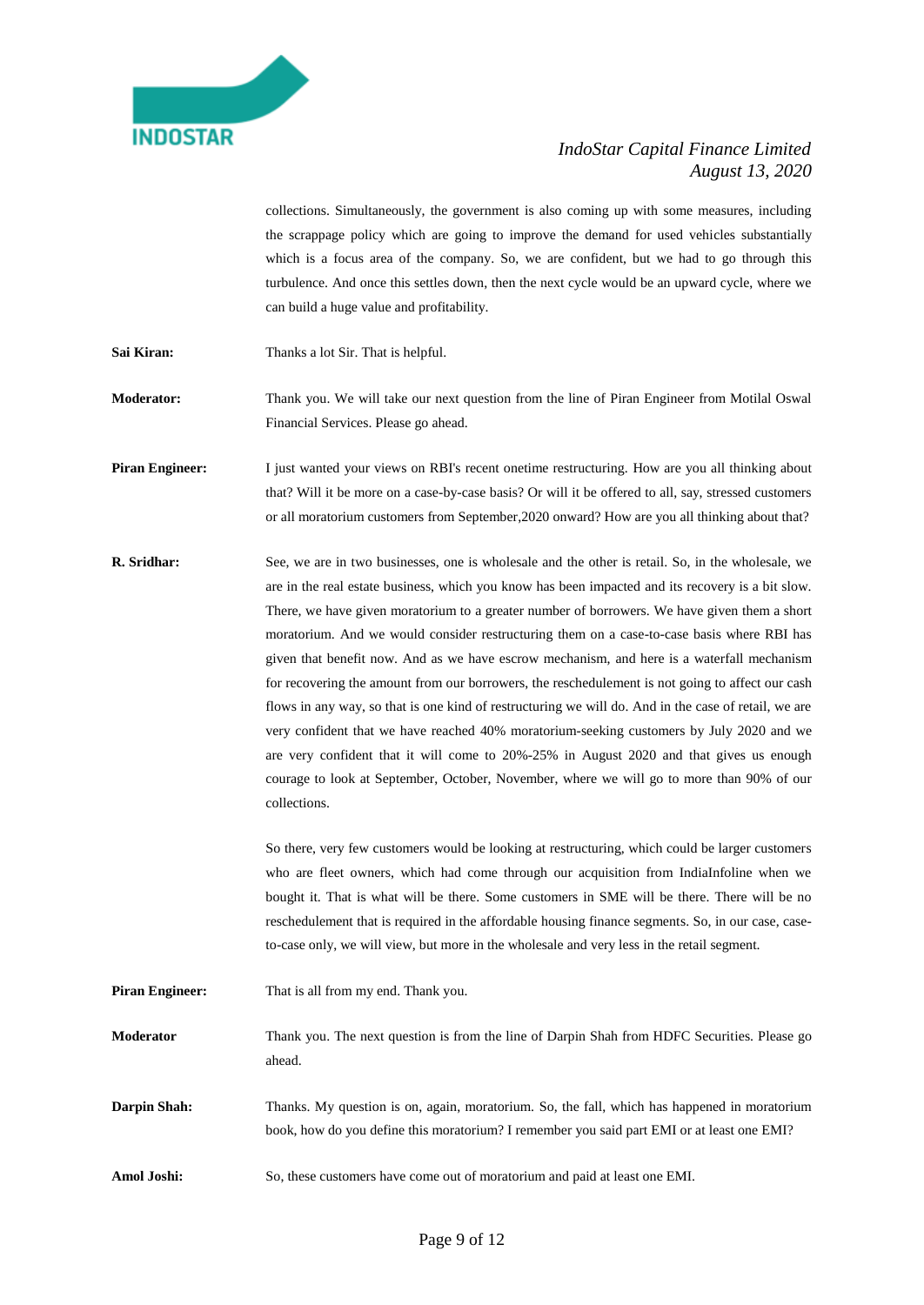collections. Simultaneously, the government is also coming up with some measures, including the scrappage policy which are going to improve the demand for used vehicles substantially which is a focus area of the company. So, we are confident, but we had to go through this turbulence. And once this settles down, then the next cycle would be an upward cycle, where we can build a huge value and profitability.

**Sai Kiran:** Thanks a lot Sir. That is helpful.

**Moderator:** Thank you. We will take our next question from the line of Piran Engineer from Motilal Oswal Financial Services. Please go ahead.

**Piran Engineer:** I just wanted your views on RBI's recent onetime restructuring. How are you all thinking about that? Will it be more on a case-by-case basis? Or will it be offered to all, say, stressed customers or all moratorium customers from September,2020 onward? How are you all thinking about that?

**R. Sridhar:** See, we are in two businesses, one is wholesale and the other is retail. So, in the wholesale, we are in the real estate business, which you know has been impacted and its recovery is a bit slow. There, we have given moratorium to a greater number of borrowers. We have given them a short moratorium. And we would consider restructuring them on a case-to-case basis where RBI has given that benefit now. And as we have escrow mechanism, and here is a waterfall mechanism for recovering the amount from our borrowers, the reschedulement is not going to affect our cash flows in any way, so that is one kind of restructuring we will do. And in the case of retail, we are very confident that we have reached 40% moratorium-seeking customers by July 2020 and we are very confident that it will come to 20%-25% in August 2020 and that gives us enough courage to look at September, October, November, where we will go to more than 90% of our collections.

So there, very few customers would be looking at restructuring, which could be larger customers who are fleet owners, which had come through our acquisition from IndiaInfoline when we bought it. That is what will be there. Some customers in SME will be there. There will be no reschedulement that is required in the affordable housing finance segments. So, in our case, case-to-case only, we will view, but more in the wholesale and very less in the retail segment.

**Piran Engineer:** That is all from my end. Thank you.

**Moderator** Thank you. The next question is from the line of Darpin Shah from HDFC Securities. Please go ahead.

**Darpin Shah:** Thanks. My question is on, again, moratorium. So, the fall, which has happened in moratorium book, how do you define this moratorium? I remember you said part EMI or at least one EMI?

**Amol Joshi:** So, these customers have come out of moratorium and paid at least one EMI.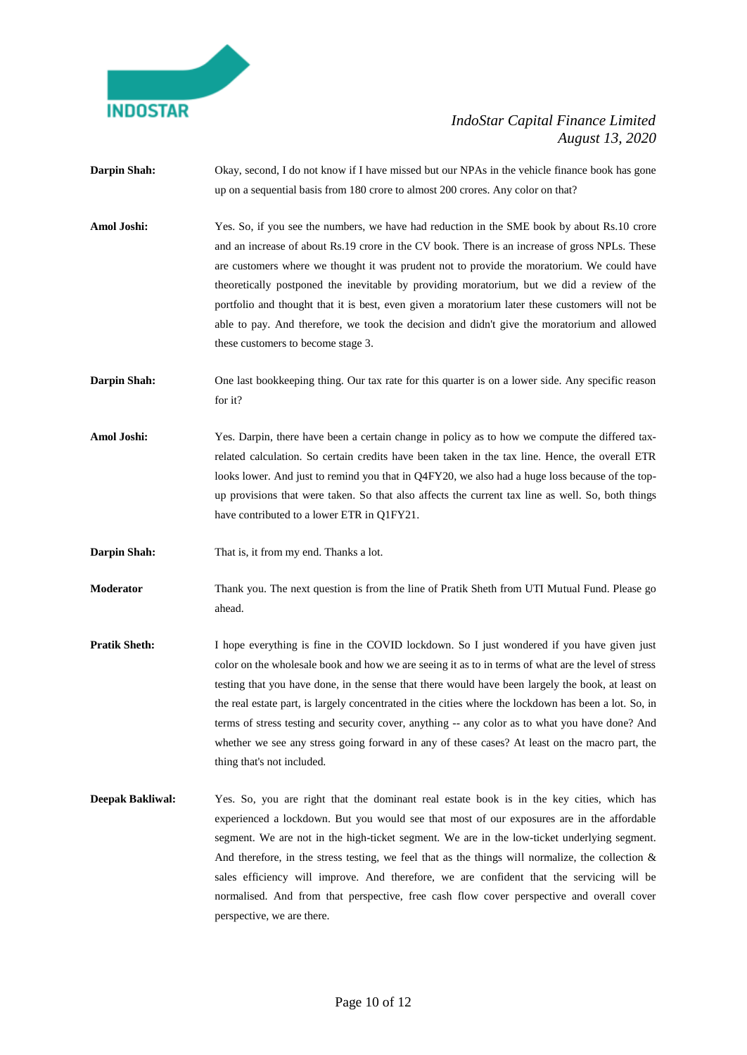**Darpin Shah:** Okay, second, I do not know if I have missed but our NPAs in the vehicle finance book has gone up on a sequential basis from 180 crore to almost 200 crores. Any color on that?

**Amol Joshi:** Yes. So, if you see the numbers, we have had reduction in the SME book by about Rs.10 crore and an increase of about Rs.19 crore in the CV book. There is an increase of gross NPLs. These are customers where we thought it was prudent not to provide the moratorium. We could have theoretically postponed the inevitable by providing moratorium, but we did a review of the portfolio and thought that it is best, even given a moratorium later these customers will not be able to pay. And therefore, we took the decision and didn't give the moratorium and allowed these customers to become stage 3.

**Darpin Shah:** One last bookkeeping thing. Our tax rate for this quarter is on a lower side. Any specific reason for it?

**Amol Joshi:** Yes. Darpin, there have been a certain change in policy as to how we compute the differed tax-related calculation. So certain credits have been taken in the tax line. Hence, the overall ETR looks lower. And just to remind you that in Q4FY20, we also had a huge loss because of the top-up provisions that were taken. So that also affects the current tax line as well. So, both things have contributed to a lower ETR in Q1FY21.

**Darpin Shah:** That is, it from my end. Thanks a lot.

**Moderator** Thank you. The next question is from the line of Pratik Sheth from UTI Mutual Fund. Please go ahead.

**Pratik Sheth:** I hope everything is fine in the COVID lockdown. So I just wondered if you have given just color on the wholesale book and how we are seeing it as to in terms of what are the level of stress testing that you have done, in the sense that there would have been largely the book, at least on the real estate part, is largely concentrated in the cities where the lockdown has been a lot. So, in terms of stress testing and security cover, anything -- any color as to what you have done? And whether we see any stress going forward in any of these cases? At least on the macro part, the thing that's not included.

**Deepak Bakliwal:** Yes. So, you are right that the dominant real estate book is in the key cities, which has experienced a lockdown. But you would see that most of our exposures are in the affordable segment. We are not in the high-ticket segment. We are in the low-ticket underlying segment. And therefore, in the stress testing, we feel that as the things will normalize, the collection & sales efficiency will improve. And therefore, we are confident that the servicing will be normalised. And from that perspective, free cash flow cover perspective and overall cover perspective, we are there.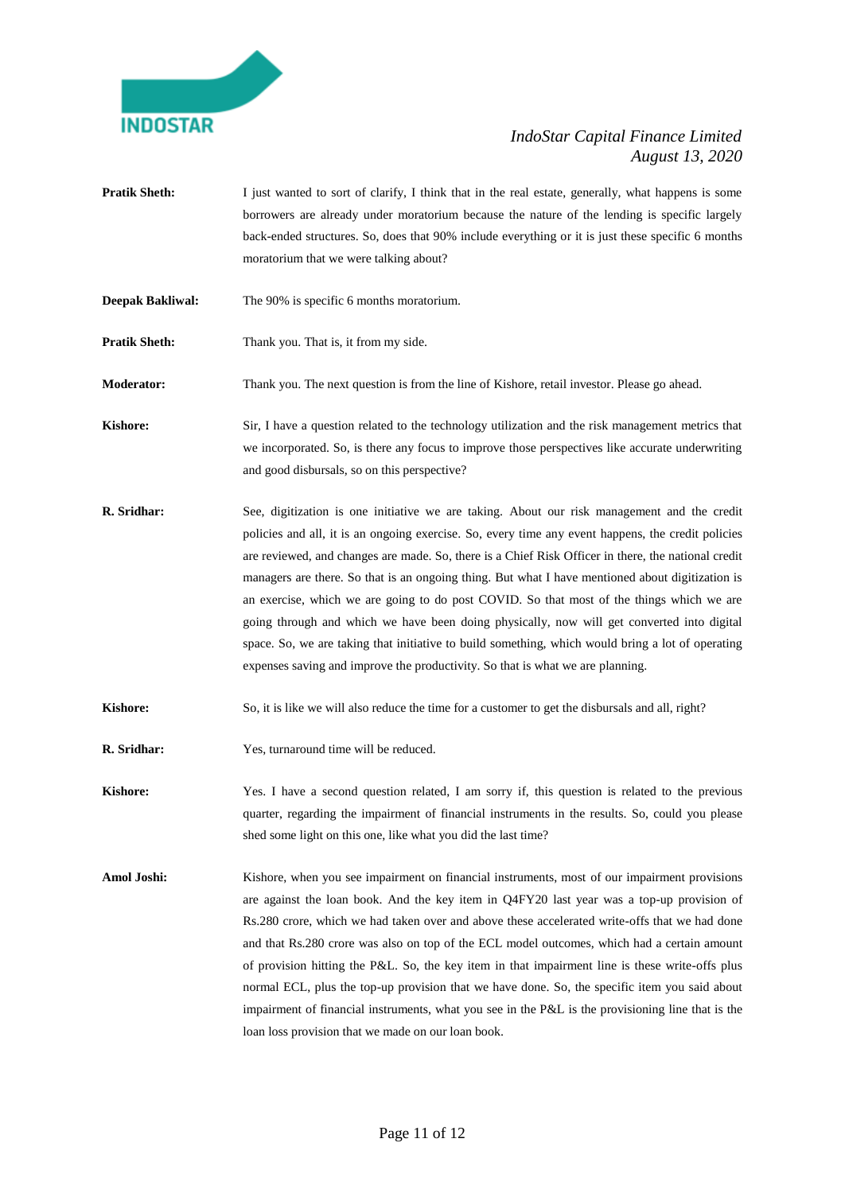**Pratik Sheth:** I just wanted to sort of clarify, I think that in the real estate, generally, what happens is some borrowers are already under moratorium because the nature of the lending is specific largely back-ended structures. So, does that 90% include everything or it is just these specific 6 months moratorium that we were talking about?

**Deepak Bakliwal:** The 90% is specific 6 months moratorium.

**Pratik Sheth:** Thank you. That is, it from my side.

**Moderator:** Thank you. The next question is from the line of Kishore, retail investor. Please go ahead.

**Kishore:** Sir, I have a question related to the technology utilization and the risk management metrics that we incorporated. So, is there any focus to improve those perspectives like accurate underwriting and good disbursals, so on this perspective?

**R. Sridhar:** See, digitization is one initiative we are taking. About our risk management and the credit policies and all, it is an ongoing exercise. So, every time any event happens, the credit policies are reviewed, and changes are made. So, there is a Chief Risk Officer in there, the national credit managers are there. So that is an ongoing thing. But what I have mentioned about digitization is an exercise, which we are going to do post COVID. So that most of the things which we are going through and which we have been doing physically, now will get converted into digital space. So, we are taking that initiative to build something, which would bring a lot of operating expenses saving and improve the productivity. So that is what we are planning.

**Kishore:** So, it is like we will also reduce the time for a customer to get the disbursals and all, right?

**R. Sridhar:** Yes, turnaround time will be reduced.

**Kishore:** Yes. I have a second question related, I am sorry if, this question is related to the previous quarter, regarding the impairment of financial instruments in the results. So, could you please shed some light on this one, like what you did the last time?

**Amol Joshi:** Kishore, when you see impairment on financial instruments, most of our impairment provisions are against the loan book. And the key item in Q4FY20 last year was a top-up provision of Rs.280 crore, which we had taken over and above these accelerated write-offs that we had done and that Rs.280 crore was also on top of the ECL model outcomes, which had a certain amount of provision hitting the P&L. So, the key item in that impairment line is these write-offs plus normal ECL, plus the top-up provision that we have done. So, the specific item you said about impairment of financial instruments, what you see in the P&L is the provisioning line that is the loan loss provision that we made on our loan book.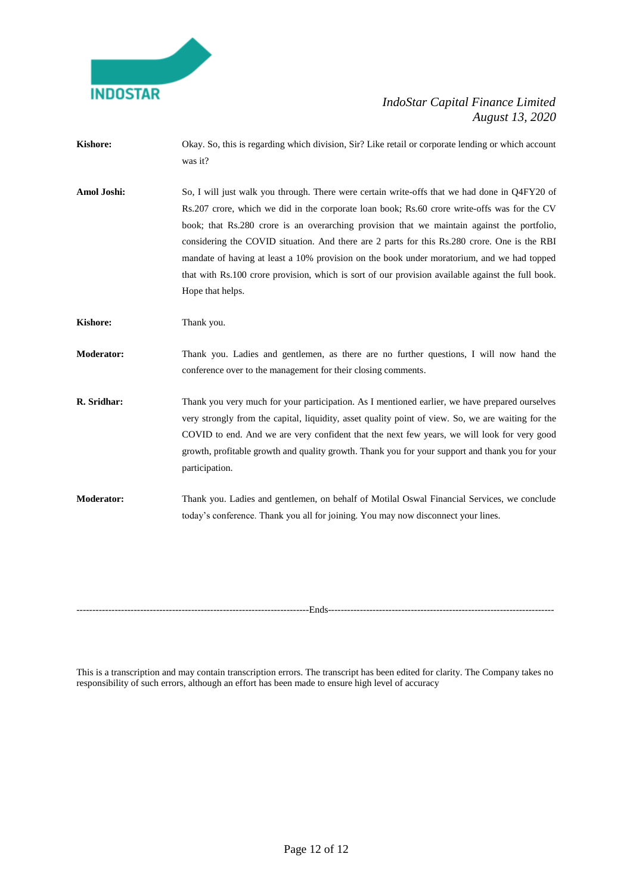**Kishore:** Okay. So, this is regarding which division, Sir? Like retail or corporate lending or which account was it?

**Amol Joshi:** So, I will just walk you through. There were certain write-offs that we had done in Q4FY20 of Rs.207 crore, which we did in the corporate loan book; Rs.60 crore write-offs was for the CV book; that Rs.280 crore is an overarching provision that we maintain against the portfolio, considering the COVID situation. And there are 2 parts for this Rs.280 crore. One is the RBI mandate of having at least a 10% provision on the book under moratorium, and we had topped that with Rs.100 crore provision, which is sort of our provision available against the full book. Hope that helps.

**Kishore:** Thank you.

**Moderator:** Thank you. Ladies and gentlemen, as there are no further questions, I will now hand the conference over to the management for their closing comments.

**R. Sridhar:** Thank you very much for your participation. As I mentioned earlier, we have prepared ourselves very strongly from the capital, liquidity, asset quality point of view. So, we are waiting for the COVID to end. And we are very confident that the next few years, we will look for very good growth, profitable growth and quality growth. Thank you for your support and thank you for your participation.

**Moderator:** Thank you. Ladies and gentlemen, on behalf of Motilal Oswal Financial Services, we conclude today's conference. Thank you all for joining. You may now disconnect your lines.

-----------------------------------------------------------------------Ends-----------------------------------------------------------------------

This is a transcription and may contain transcription errors. The transcript has been edited for clarity. The Company takes no responsibility of such errors, although an effort has been made to ensure high level of accuracy